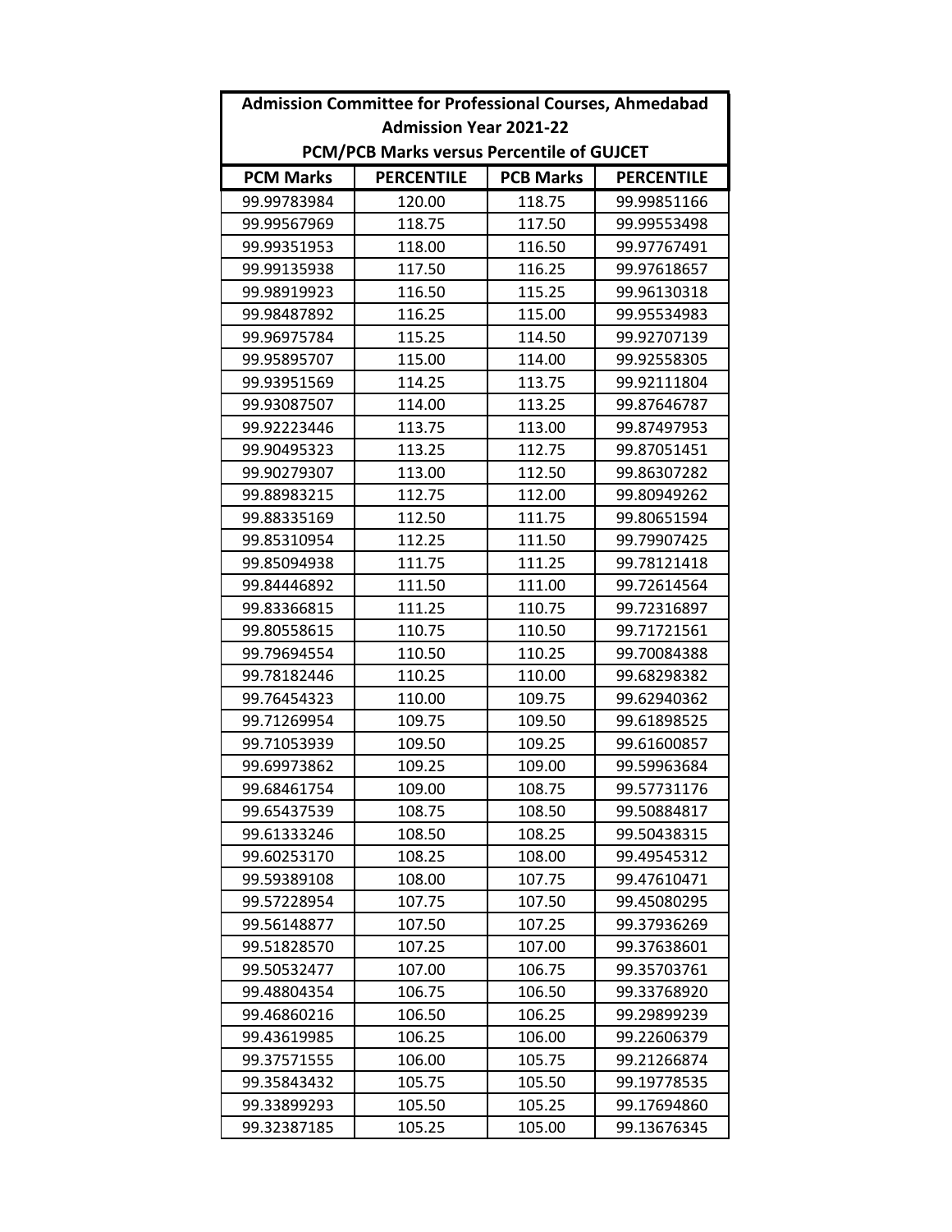| Admission Committee for Professional Courses, Ahmedabad | | | |
|---|---|---|---|
| Admission Year 2021-22 | | | |
| PCM/PCB Marks versus Percentile of GUJCET | | | |
| **PCM Marks** | **PERCENTILE** | **PCB Marks** | **PERCENTILE** |
| 99.99783984 | 120.00 | 118.75 | 99.99851166 |
| 99.99567969 | 118.75 | 117.50 | 99.99553498 |
| 99.99351953 | 118.00 | 116.50 | 99.97767491 |
| 99.99135938 | 117.50 | 116.25 | 99.97618657 |
| 99.98919923 | 116.50 | 115.25 | 99.96130318 |
| 99.98487892 | 116.25 | 115.00 | 99.95534983 |
| 99.96975784 | 115.25 | 114.50 | 99.92707139 |
| 99.95895707 | 115.00 | 114.00 | 99.92558305 |
| 99.93951569 | 114.25 | 113.75 | 99.92111804 |
| 99.93087507 | 114.00 | 113.25 | 99.87646787 |
| 99.92223446 | 113.75 | 113.00 | 99.87497953 |
| 99.90495323 | 113.25 | 112.75 | 99.87051451 |
| 99.90279307 | 113.00 | 112.50 | 99.86307282 |
| 99.88983215 | 112.75 | 112.00 | 99.80949262 |
| 99.88335169 | 112.50 | 111.75 | 99.80651594 |
| 99.85310954 | 112.25 | 111.50 | 99.79907425 |
| 99.85094938 | 111.75 | 111.25 | 99.78121418 |
| 99.84446892 | 111.50 | 111.00 | 99.72614564 |
| 99.83366815 | 111.25 | 110.75 | 99.72316897 |
| 99.80558615 | 110.75 | 110.50 | 99.71721561 |
| 99.79694554 | 110.50 | 110.25 | 99.70084388 |
| 99.78182446 | 110.25 | 110.00 | 99.68298382 |
| 99.76454323 | 110.00 | 109.75 | 99.62940362 |
| 99.71269954 | 109.75 | 109.50 | 99.61898525 |
| 99.71053939 | 109.50 | 109.25 | 99.61600857 |
| 99.69973862 | 109.25 | 109.00 | 99.59963684 |
| 99.68461754 | 109.00 | 108.75 | 99.57731176 |
| 99.65437539 | 108.75 | 108.50 | 99.50884817 |
| 99.61333246 | 108.50 | 108.25 | 99.50438315 |
| 99.60253170 | 108.25 | 108.00 | 99.49545312 |
| 99.59389108 | 108.00 | 107.75 | 99.47610471 |
| 99.57228954 | 107.75 | 107.50 | 99.45080295 |
| 99.56148877 | 107.50 | 107.25 | 99.37936269 |
| 99.51828570 | 107.25 | 107.00 | 99.37638601 |
| 99.50532477 | 107.00 | 106.75 | 99.35703761 |
| 99.48804354 | 106.75 | 106.50 | 99.33768920 |
| 99.46860216 | 106.50 | 106.25 | 99.29899239 |
| 99.43619985 | 106.25 | 106.00 | 99.22606379 |
| 99.37571555 | 106.00 | 105.75 | 99.21266874 |
| 99.35843432 | 105.75 | 105.50 | 99.19778535 |
| 99.33899293 | 105.50 | 105.25 | 99.17694860 |
| 99.32387185 | 105.25 | 105.00 | 99.13676345 |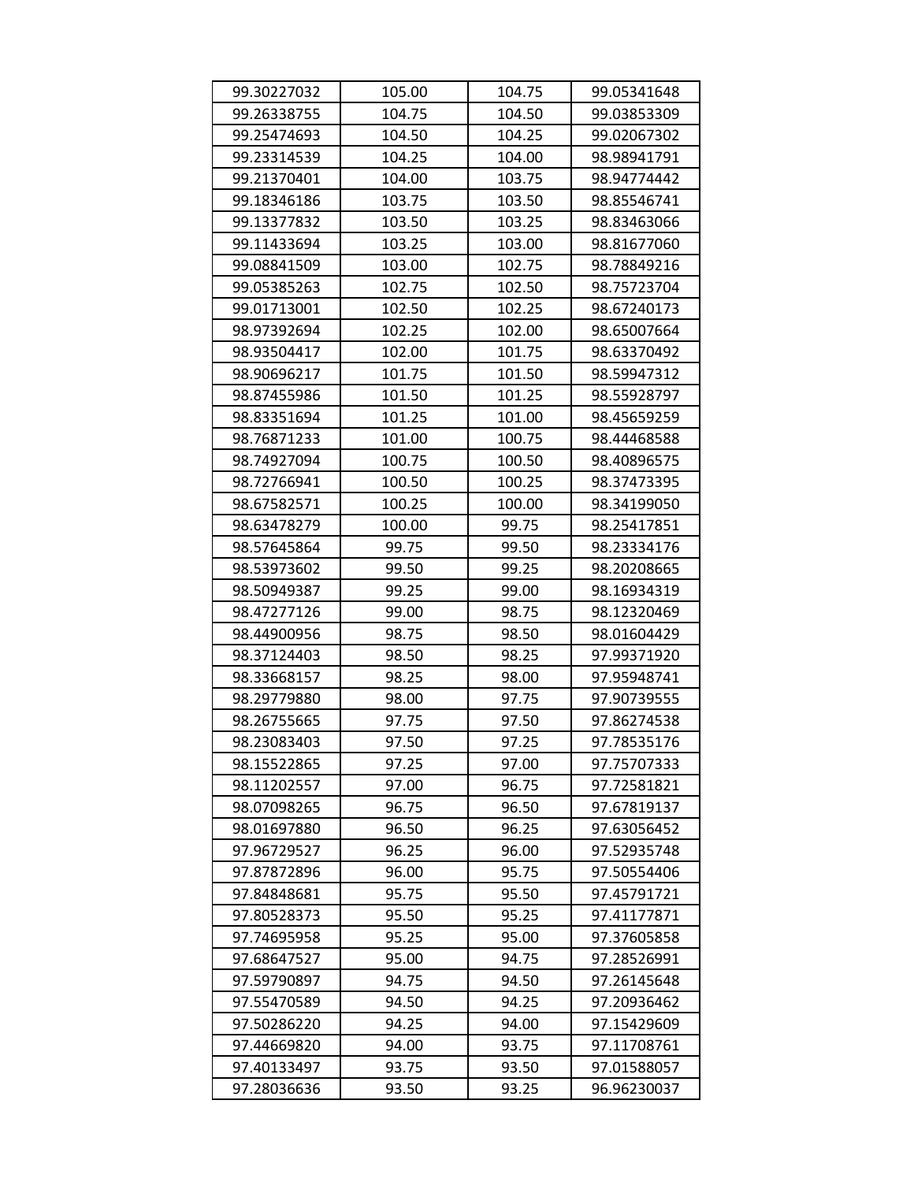| | | | |
|---|---|---|---|
| 99.30227032 | 105.00 | 104.75 | 99.05341648 |
| 99.26338755 | 104.75 | 104.50 | 99.03853309 |
| 99.25474693 | 104.50 | 104.25 | 99.02067302 |
| 99.23314539 | 104.25 | 104.00 | 98.98941791 |
| 99.21370401 | 104.00 | 103.75 | 98.94774442 |
| 99.18346186 | 103.75 | 103.50 | 98.85546741 |
| 99.13377832 | 103.50 | 103.25 | 98.83463066 |
| 99.11433694 | 103.25 | 103.00 | 98.81677060 |
| 99.08841509 | 103.00 | 102.75 | 98.78849216 |
| 99.05385263 | 102.75 | 102.50 | 98.75723704 |
| 99.01713001 | 102.50 | 102.25 | 98.67240173 |
| 98.97392694 | 102.25 | 102.00 | 98.65007664 |
| 98.93504417 | 102.00 | 101.75 | 98.63370492 |
| 98.90696217 | 101.75 | 101.50 | 98.59947312 |
| 98.87455986 | 101.50 | 101.25 | 98.55928797 |
| 98.83351694 | 101.25 | 101.00 | 98.45659259 |
| 98.76871233 | 101.00 | 100.75 | 98.44468588 |
| 98.74927094 | 100.75 | 100.50 | 98.40896575 |
| 98.72766941 | 100.50 | 100.25 | 98.37473395 |
| 98.67582571 | 100.25 | 100.00 | 98.34199050 |
| 98.63478279 | 100.00 | 99.75 | 98.25417851 |
| 98.57645864 | 99.75 | 99.50 | 98.23334176 |
| 98.53973602 | 99.50 | 99.25 | 98.20208665 |
| 98.50949387 | 99.25 | 99.00 | 98.16934319 |
| 98.47277126 | 99.00 | 98.75 | 98.12320469 |
| 98.44900956 | 98.75 | 98.50 | 98.01604429 |
| 98.37124403 | 98.50 | 98.25 | 97.99371920 |
| 98.33668157 | 98.25 | 98.00 | 97.95948741 |
| 98.29779880 | 98.00 | 97.75 | 97.90739555 |
| 98.26755665 | 97.75 | 97.50 | 97.86274538 |
| 98.23083403 | 97.50 | 97.25 | 97.78535176 |
| 98.15522865 | 97.25 | 97.00 | 97.75707333 |
| 98.11202557 | 97.00 | 96.75 | 97.72581821 |
| 98.07098265 | 96.75 | 96.50 | 97.67819137 |
| 98.01697880 | 96.50 | 96.25 | 97.63056452 |
| 97.96729527 | 96.25 | 96.00 | 97.52935748 |
| 97.87872896 | 96.00 | 95.75 | 97.50554406 |
| 97.84848681 | 95.75 | 95.50 | 97.45791721 |
| 97.80528373 | 95.50 | 95.25 | 97.41177871 |
| 97.74695958 | 95.25 | 95.00 | 97.37605858 |
| 97.68647527 | 95.00 | 94.75 | 97.28526991 |
| 97.59790897 | 94.75 | 94.50 | 97.26145648 |
| 97.55470589 | 94.50 | 94.25 | 97.20936462 |
| 97.50286220 | 94.25 | 94.00 | 97.15429609 |
| 97.44669820 | 94.00 | 93.75 | 97.11708761 |
| 97.40133497 | 93.75 | 93.50 | 97.01588057 |
| 97.28036636 | 93.50 | 93.25 | 96.96230037 |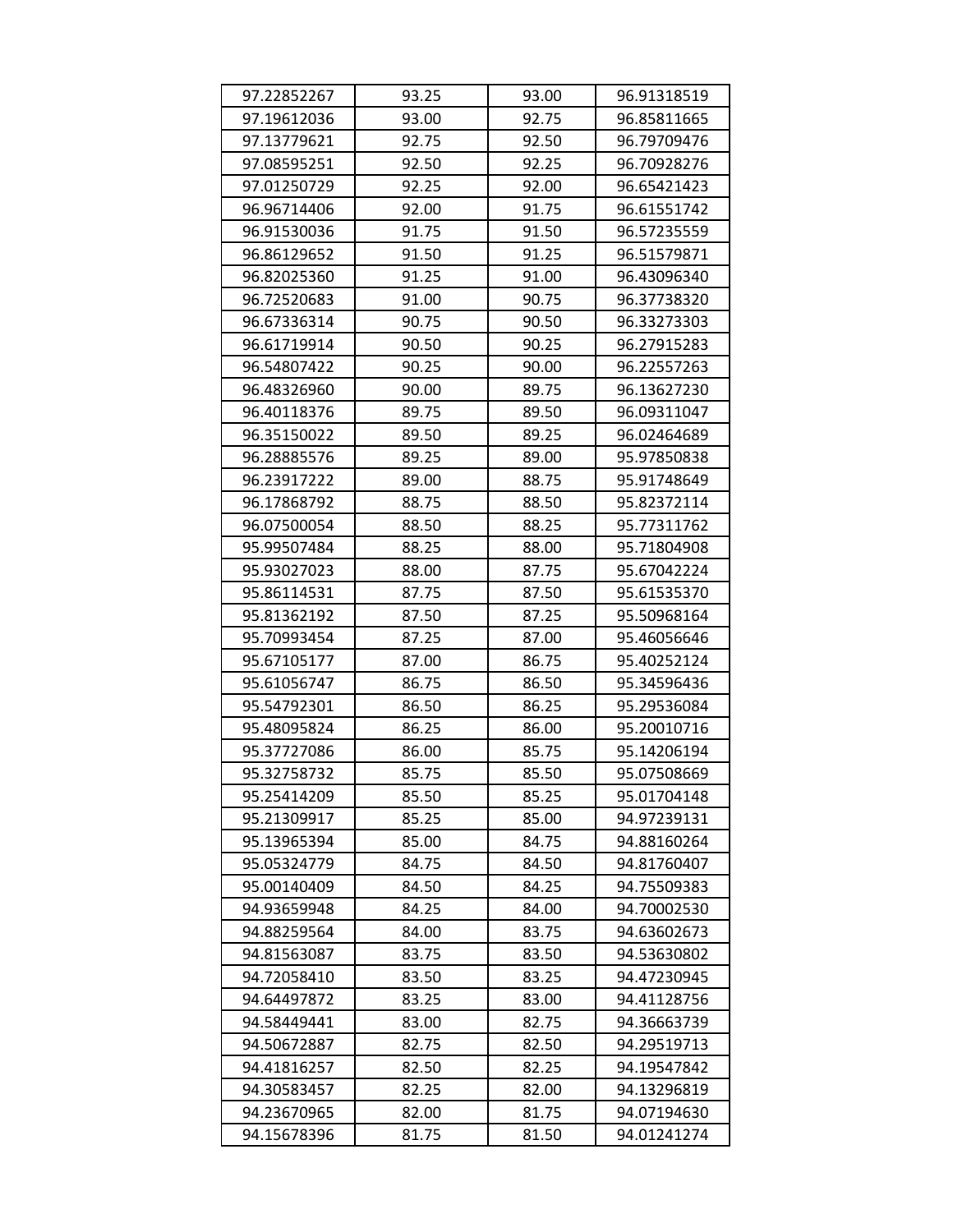| | | | |
|---|---|---|---|
| 97.22852267 | 93.25 | 93.00 | 96.91318519 |
| 97.19612036 | 93.00 | 92.75 | 96.85811665 |
| 97.13779621 | 92.75 | 92.50 | 96.79709476 |
| 97.08595251 | 92.50 | 92.25 | 96.70928276 |
| 97.01250729 | 92.25 | 92.00 | 96.65421423 |
| 96.96714406 | 92.00 | 91.75 | 96.61551742 |
| 96.91530036 | 91.75 | 91.50 | 96.57235559 |
| 96.86129652 | 91.50 | 91.25 | 96.51579871 |
| 96.82025360 | 91.25 | 91.00 | 96.43096340 |
| 96.72520683 | 91.00 | 90.75 | 96.37738320 |
| 96.67336314 | 90.75 | 90.50 | 96.33273303 |
| 96.61719914 | 90.50 | 90.25 | 96.27915283 |
| 96.54807422 | 90.25 | 90.00 | 96.22557263 |
| 96.48326960 | 90.00 | 89.75 | 96.13627230 |
| 96.40118376 | 89.75 | 89.50 | 96.09311047 |
| 96.35150022 | 89.50 | 89.25 | 96.02464689 |
| 96.28885576 | 89.25 | 89.00 | 95.97850838 |
| 96.23917222 | 89.00 | 88.75 | 95.91748649 |
| 96.17868792 | 88.75 | 88.50 | 95.82372114 |
| 96.07500054 | 88.50 | 88.25 | 95.77311762 |
| 95.99507484 | 88.25 | 88.00 | 95.71804908 |
| 95.93027023 | 88.00 | 87.75 | 95.67042224 |
| 95.86114531 | 87.75 | 87.50 | 95.61535370 |
| 95.81362192 | 87.50 | 87.25 | 95.50968164 |
| 95.70993454 | 87.25 | 87.00 | 95.46056646 |
| 95.67105177 | 87.00 | 86.75 | 95.40252124 |
| 95.61056747 | 86.75 | 86.50 | 95.34596436 |
| 95.54792301 | 86.50 | 86.25 | 95.29536084 |
| 95.48095824 | 86.25 | 86.00 | 95.20010716 |
| 95.37727086 | 86.00 | 85.75 | 95.14206194 |
| 95.32758732 | 85.75 | 85.50 | 95.07508669 |
| 95.25414209 | 85.50 | 85.25 | 95.01704148 |
| 95.21309917 | 85.25 | 85.00 | 94.97239131 |
| 95.13965394 | 85.00 | 84.75 | 94.88160264 |
| 95.05324779 | 84.75 | 84.50 | 94.81760407 |
| 95.00140409 | 84.50 | 84.25 | 94.75509383 |
| 94.93659948 | 84.25 | 84.00 | 94.70002530 |
| 94.88259564 | 84.00 | 83.75 | 94.63602673 |
| 94.81563087 | 83.75 | 83.50 | 94.53630802 |
| 94.72058410 | 83.50 | 83.25 | 94.47230945 |
| 94.64497872 | 83.25 | 83.00 | 94.41128756 |
| 94.58449441 | 83.00 | 82.75 | 94.36663739 |
| 94.50672887 | 82.75 | 82.50 | 94.29519713 |
| 94.41816257 | 82.50 | 82.25 | 94.19547842 |
| 94.30583457 | 82.25 | 82.00 | 94.13296819 |
| 94.23670965 | 82.00 | 81.75 | 94.07194630 |
| 94.15678396 | 81.75 | 81.50 | 94.01241274 |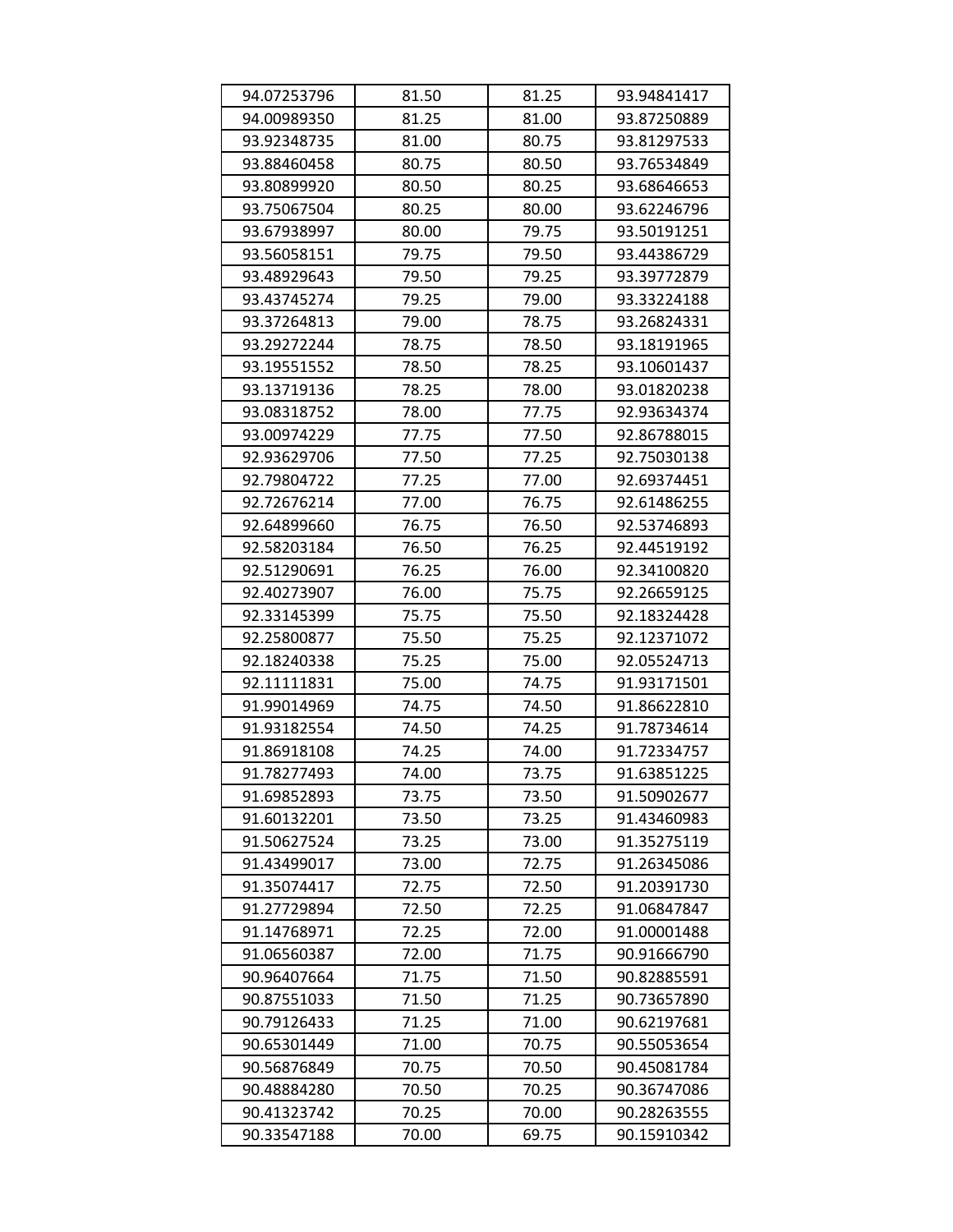| | | | |
|---|---|---|---|
| 94.07253796 | 81.50 | 81.25 | 93.94841417 |
| 94.00989350 | 81.25 | 81.00 | 93.87250889 |
| 93.92348735 | 81.00 | 80.75 | 93.81297533 |
| 93.88460458 | 80.75 | 80.50 | 93.76534849 |
| 93.80899920 | 80.50 | 80.25 | 93.68646653 |
| 93.75067504 | 80.25 | 80.00 | 93.62246796 |
| 93.67938997 | 80.00 | 79.75 | 93.50191251 |
| 93.56058151 | 79.75 | 79.50 | 93.44386729 |
| 93.48929643 | 79.50 | 79.25 | 93.39772879 |
| 93.43745274 | 79.25 | 79.00 | 93.33224188 |
| 93.37264813 | 79.00 | 78.75 | 93.26824331 |
| 93.29272244 | 78.75 | 78.50 | 93.18191965 |
| 93.19551552 | 78.50 | 78.25 | 93.10601437 |
| 93.13719136 | 78.25 | 78.00 | 93.01820238 |
| 93.08318752 | 78.00 | 77.75 | 92.93634374 |
| 93.00974229 | 77.75 | 77.50 | 92.86788015 |
| 92.93629706 | 77.50 | 77.25 | 92.75030138 |
| 92.79804722 | 77.25 | 77.00 | 92.69374451 |
| 92.72676214 | 77.00 | 76.75 | 92.61486255 |
| 92.64899660 | 76.75 | 76.50 | 92.53746893 |
| 92.58203184 | 76.50 | 76.25 | 92.44519192 |
| 92.51290691 | 76.25 | 76.00 | 92.34100820 |
| 92.40273907 | 76.00 | 75.75 | 92.26659125 |
| 92.33145399 | 75.75 | 75.50 | 92.18324428 |
| 92.25800877 | 75.50 | 75.25 | 92.12371072 |
| 92.18240338 | 75.25 | 75.00 | 92.05524713 |
| 92.11111831 | 75.00 | 74.75 | 91.93171501 |
| 91.99014969 | 74.75 | 74.50 | 91.86622810 |
| 91.93182554 | 74.50 | 74.25 | 91.78734614 |
| 91.86918108 | 74.25 | 74.00 | 91.72334757 |
| 91.78277493 | 74.00 | 73.75 | 91.63851225 |
| 91.69852893 | 73.75 | 73.50 | 91.50902677 |
| 91.60132201 | 73.50 | 73.25 | 91.43460983 |
| 91.50627524 | 73.25 | 73.00 | 91.35275119 |
| 91.43499017 | 73.00 | 72.75 | 91.26345086 |
| 91.35074417 | 72.75 | 72.50 | 91.20391730 |
| 91.27729894 | 72.50 | 72.25 | 91.06847847 |
| 91.14768971 | 72.25 | 72.00 | 91.00001488 |
| 91.06560387 | 72.00 | 71.75 | 90.91666790 |
| 90.96407664 | 71.75 | 71.50 | 90.82885591 |
| 90.87551033 | 71.50 | 71.25 | 90.73657890 |
| 90.79126433 | 71.25 | 71.00 | 90.62197681 |
| 90.65301449 | 71.00 | 70.75 | 90.55053654 |
| 90.56876849 | 70.75 | 70.50 | 90.45081784 |
| 90.48884280 | 70.50 | 70.25 | 90.36747086 |
| 90.41323742 | 70.25 | 70.00 | 90.28263555 |
| 90.33547188 | 70.00 | 69.75 | 90.15910342 |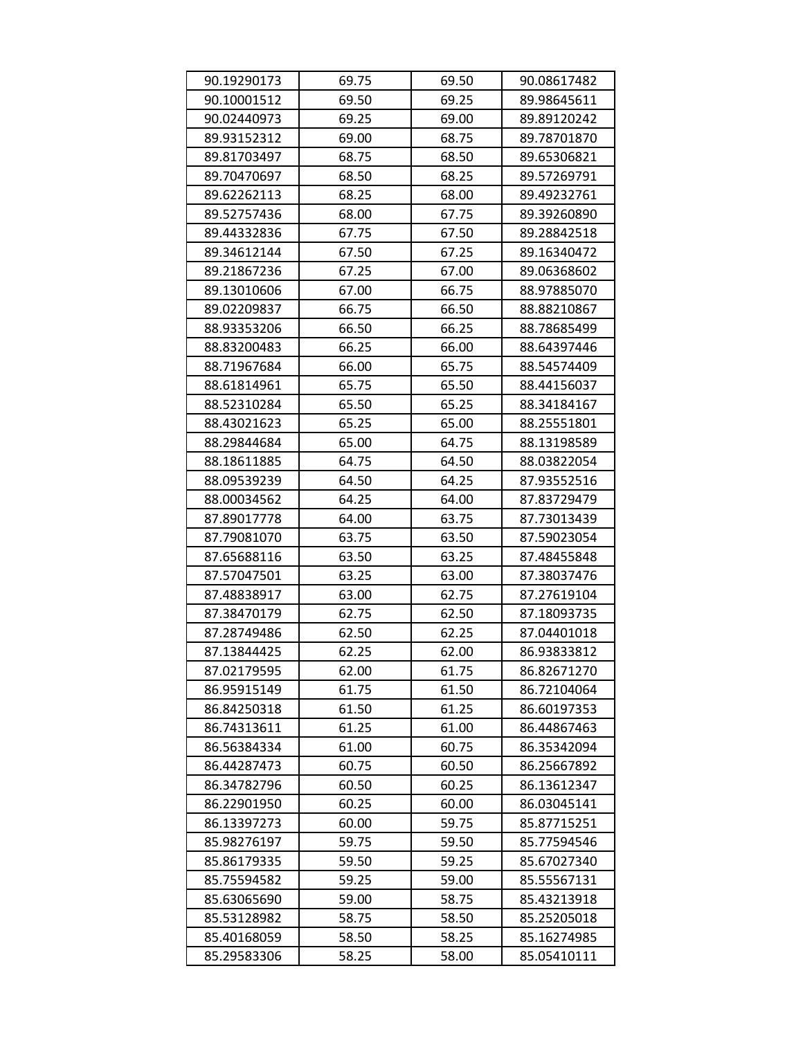| 90.19290173 | 69.75 | 69.50 | 90.08617482 |
|---|---|---|---|
| 90.10001512 | 69.50 | 69.25 | 89.98645611 |
| 90.02440973 | 69.25 | 69.00 | 89.89120242 |
| 89.93152312 | 69.00 | 68.75 | 89.78701870 |
| 89.81703497 | 68.75 | 68.50 | 89.65306821 |
| 89.70470697 | 68.50 | 68.25 | 89.57269791 |
| 89.62262113 | 68.25 | 68.00 | 89.49232761 |
| 89.52757436 | 68.00 | 67.75 | 89.39260890 |
| 89.44332836 | 67.75 | 67.50 | 89.28842518 |
| 89.34612144 | 67.50 | 67.25 | 89.16340472 |
| 89.21867236 | 67.25 | 67.00 | 89.06368602 |
| 89.13010606 | 67.00 | 66.75 | 88.97885070 |
| 89.02209837 | 66.75 | 66.50 | 88.88210867 |
| 88.93353206 | 66.50 | 66.25 | 88.78685499 |
| 88.83200483 | 66.25 | 66.00 | 88.64397446 |
| 88.71967684 | 66.00 | 65.75 | 88.54574409 |
| 88.61814961 | 65.75 | 65.50 | 88.44156037 |
| 88.52310284 | 65.50 | 65.25 | 88.34184167 |
| 88.43021623 | 65.25 | 65.00 | 88.25551801 |
| 88.29844684 | 65.00 | 64.75 | 88.13198589 |
| 88.18611885 | 64.75 | 64.50 | 88.03822054 |
| 88.09539239 | 64.50 | 64.25 | 87.93552516 |
| 88.00034562 | 64.25 | 64.00 | 87.83729479 |
| 87.89017778 | 64.00 | 63.75 | 87.73013439 |
| 87.79081070 | 63.75 | 63.50 | 87.59023054 |
| 87.65688116 | 63.50 | 63.25 | 87.48455848 |
| 87.57047501 | 63.25 | 63.00 | 87.38037476 |
| 87.48838917 | 63.00 | 62.75 | 87.27619104 |
| 87.38470179 | 62.75 | 62.50 | 87.18093735 |
| 87.28749486 | 62.50 | 62.25 | 87.04401018 |
| 87.13844425 | 62.25 | 62.00 | 86.93833812 |
| 87.02179595 | 62.00 | 61.75 | 86.82671270 |
| 86.95915149 | 61.75 | 61.50 | 86.72104064 |
| 86.84250318 | 61.50 | 61.25 | 86.60197353 |
| 86.74313611 | 61.25 | 61.00 | 86.44867463 |
| 86.56384334 | 61.00 | 60.75 | 86.35342094 |
| 86.44287473 | 60.75 | 60.50 | 86.25667892 |
| 86.34782796 | 60.50 | 60.25 | 86.13612347 |
| 86.22901950 | 60.25 | 60.00 | 86.03045141 |
| 86.13397273 | 60.00 | 59.75 | 85.87715251 |
| 85.98276197 | 59.75 | 59.50 | 85.77594546 |
| 85.86179335 | 59.50 | 59.25 | 85.67027340 |
| 85.75594582 | 59.25 | 59.00 | 85.55567131 |
| 85.63065690 | 59.00 | 58.75 | 85.43213918 |
| 85.53128982 | 58.75 | 58.50 | 85.25205018 |
| 85.40168059 | 58.50 | 58.25 | 85.16274985 |
| 85.29583306 | 58.25 | 58.00 | 85.05410111 |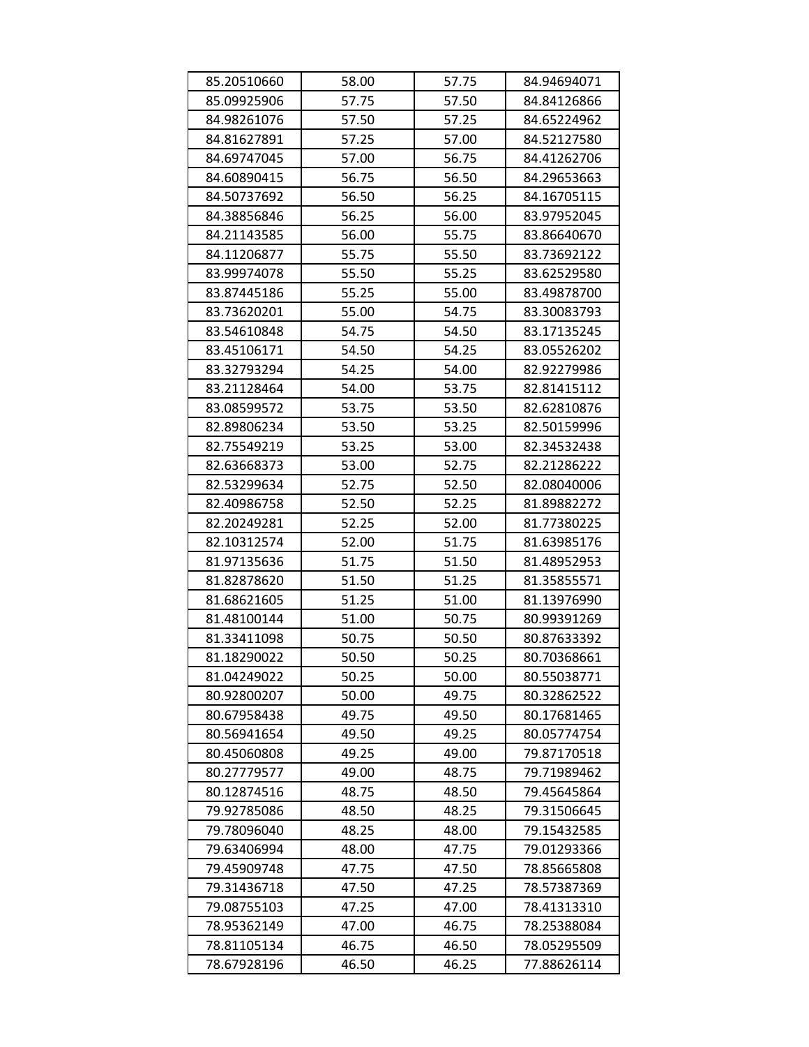| 85.20510660 | 58.00 | 57.75 | 84.94694071 |
|---|---|---|---|
| 85.09925906 | 57.75 | 57.50 | 84.84126866 |
| 84.98261076 | 57.50 | 57.25 | 84.65224962 |
| 84.81627891 | 57.25 | 57.00 | 84.52127580 |
| 84.69747045 | 57.00 | 56.75 | 84.41262706 |
| 84.60890415 | 56.75 | 56.50 | 84.29653663 |
| 84.50737692 | 56.50 | 56.25 | 84.16705115 |
| 84.38856846 | 56.25 | 56.00 | 83.97952045 |
| 84.21143585 | 56.00 | 55.75 | 83.86640670 |
| 84.11206877 | 55.75 | 55.50 | 83.73692122 |
| 83.99974078 | 55.50 | 55.25 | 83.62529580 |
| 83.87445186 | 55.25 | 55.00 | 83.49878700 |
| 83.73620201 | 55.00 | 54.75 | 83.30083793 |
| 83.54610848 | 54.75 | 54.50 | 83.17135245 |
| 83.45106171 | 54.50 | 54.25 | 83.05526202 |
| 83.32793294 | 54.25 | 54.00 | 82.92279986 |
| 83.21128464 | 54.00 | 53.75 | 82.81415112 |
| 83.08599572 | 53.75 | 53.50 | 82.62810876 |
| 82.89806234 | 53.50 | 53.25 | 82.50159996 |
| 82.75549219 | 53.25 | 53.00 | 82.34532438 |
| 82.63668373 | 53.00 | 52.75 | 82.21286222 |
| 82.53299634 | 52.75 | 52.50 | 82.08040006 |
| 82.40986758 | 52.50 | 52.25 | 81.89882272 |
| 82.20249281 | 52.25 | 52.00 | 81.77380225 |
| 82.10312574 | 52.00 | 51.75 | 81.63985176 |
| 81.97135636 | 51.75 | 51.50 | 81.48952953 |
| 81.82878620 | 51.50 | 51.25 | 81.35855571 |
| 81.68621605 | 51.25 | 51.00 | 81.13976990 |
| 81.48100144 | 51.00 | 50.75 | 80.99391269 |
| 81.33411098 | 50.75 | 50.50 | 80.87633392 |
| 81.18290022 | 50.50 | 50.25 | 80.70368661 |
| 81.04249022 | 50.25 | 50.00 | 80.55038771 |
| 80.92800207 | 50.00 | 49.75 | 80.32862522 |
| 80.67958438 | 49.75 | 49.50 | 80.17681465 |
| 80.56941654 | 49.50 | 49.25 | 80.05774754 |
| 80.45060808 | 49.25 | 49.00 | 79.87170518 |
| 80.27779577 | 49.00 | 48.75 | 79.71989462 |
| 80.12874516 | 48.75 | 48.50 | 79.45645864 |
| 79.92785086 | 48.50 | 48.25 | 79.31506645 |
| 79.78096040 | 48.25 | 48.00 | 79.15432585 |
| 79.63406994 | 48.00 | 47.75 | 79.01293366 |
| 79.45909748 | 47.75 | 47.50 | 78.85665808 |
| 79.31436718 | 47.50 | 47.25 | 78.57387369 |
| 79.08755103 | 47.25 | 47.00 | 78.41313310 |
| 78.95362149 | 47.00 | 46.75 | 78.25388084 |
| 78.81105134 | 46.75 | 46.50 | 78.05295509 |
| 78.67928196 | 46.50 | 46.25 | 77.88626114 |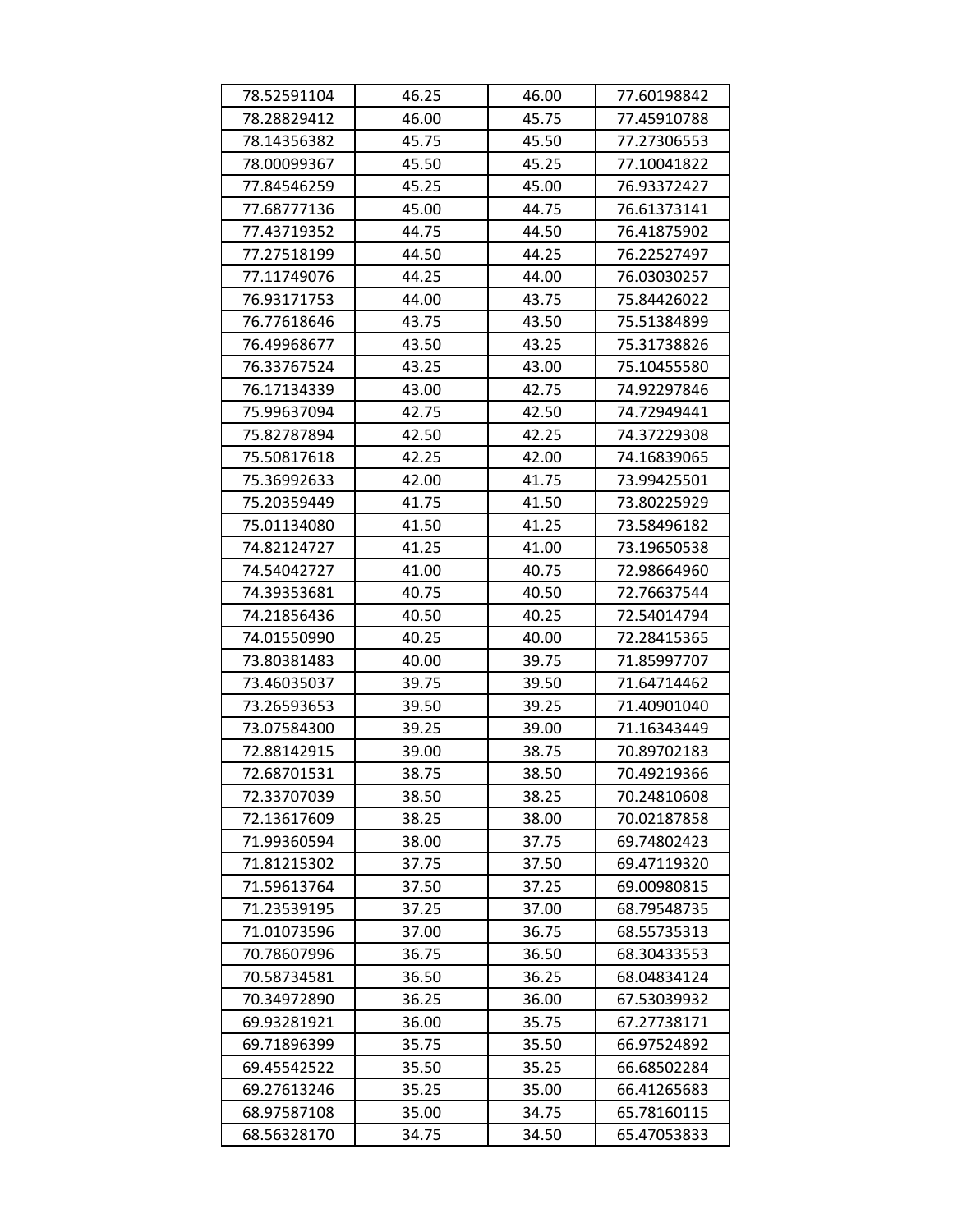| | | | |
|---|---|---|---|
| 78.52591104 | 46.25 | 46.00 | 77.60198842 |
| 78.28829412 | 46.00 | 45.75 | 77.45910788 |
| 78.14356382 | 45.75 | 45.50 | 77.27306553 |
| 78.00099367 | 45.50 | 45.25 | 77.10041822 |
| 77.84546259 | 45.25 | 45.00 | 76.93372427 |
| 77.68777136 | 45.00 | 44.75 | 76.61373141 |
| 77.43719352 | 44.75 | 44.50 | 76.41875902 |
| 77.27518199 | 44.50 | 44.25 | 76.22527497 |
| 77.11749076 | 44.25 | 44.00 | 76.03030257 |
| 76.93171753 | 44.00 | 43.75 | 75.84426022 |
| 76.77618646 | 43.75 | 43.50 | 75.51384899 |
| 76.49968677 | 43.50 | 43.25 | 75.31738826 |
| 76.33767524 | 43.25 | 43.00 | 75.10455580 |
| 76.17134339 | 43.00 | 42.75 | 74.92297846 |
| 75.99637094 | 42.75 | 42.50 | 74.72949441 |
| 75.82787894 | 42.50 | 42.25 | 74.37229308 |
| 75.50817618 | 42.25 | 42.00 | 74.16839065 |
| 75.36992633 | 42.00 | 41.75 | 73.99425501 |
| 75.20359449 | 41.75 | 41.50 | 73.80225929 |
| 75.01134080 | 41.50 | 41.25 | 73.58496182 |
| 74.82124727 | 41.25 | 41.00 | 73.19650538 |
| 74.54042727 | 41.00 | 40.75 | 72.98664960 |
| 74.39353681 | 40.75 | 40.50 | 72.76637544 |
| 74.21856436 | 40.50 | 40.25 | 72.54014794 |
| 74.01550990 | 40.25 | 40.00 | 72.28415365 |
| 73.80381483 | 40.00 | 39.75 | 71.85997707 |
| 73.46035037 | 39.75 | 39.50 | 71.64714462 |
| 73.26593653 | 39.50 | 39.25 | 71.40901040 |
| 73.07584300 | 39.25 | 39.00 | 71.16343449 |
| 72.88142915 | 39.00 | 38.75 | 70.89702183 |
| 72.68701531 | 38.75 | 38.50 | 70.49219366 |
| 72.33707039 | 38.50 | 38.25 | 70.24810608 |
| 72.13617609 | 38.25 | 38.00 | 70.02187858 |
| 71.99360594 | 38.00 | 37.75 | 69.74802423 |
| 71.81215302 | 37.75 | 37.50 | 69.47119320 |
| 71.59613764 | 37.50 | 37.25 | 69.00980815 |
| 71.23539195 | 37.25 | 37.00 | 68.79548735 |
| 71.01073596 | 37.00 | 36.75 | 68.55735313 |
| 70.78607996 | 36.75 | 36.50 | 68.30433553 |
| 70.58734581 | 36.50 | 36.25 | 68.04834124 |
| 70.34972890 | 36.25 | 36.00 | 67.53039932 |
| 69.93281921 | 36.00 | 35.75 | 67.27738171 |
| 69.71896399 | 35.75 | 35.50 | 66.97524892 |
| 69.45542522 | 35.50 | 35.25 | 66.68502284 |
| 69.27613246 | 35.25 | 35.00 | 66.41265683 |
| 68.97587108 | 35.00 | 34.75 | 65.78160115 |
| 68.56328170 | 34.75 | 34.50 | 65.47053833 |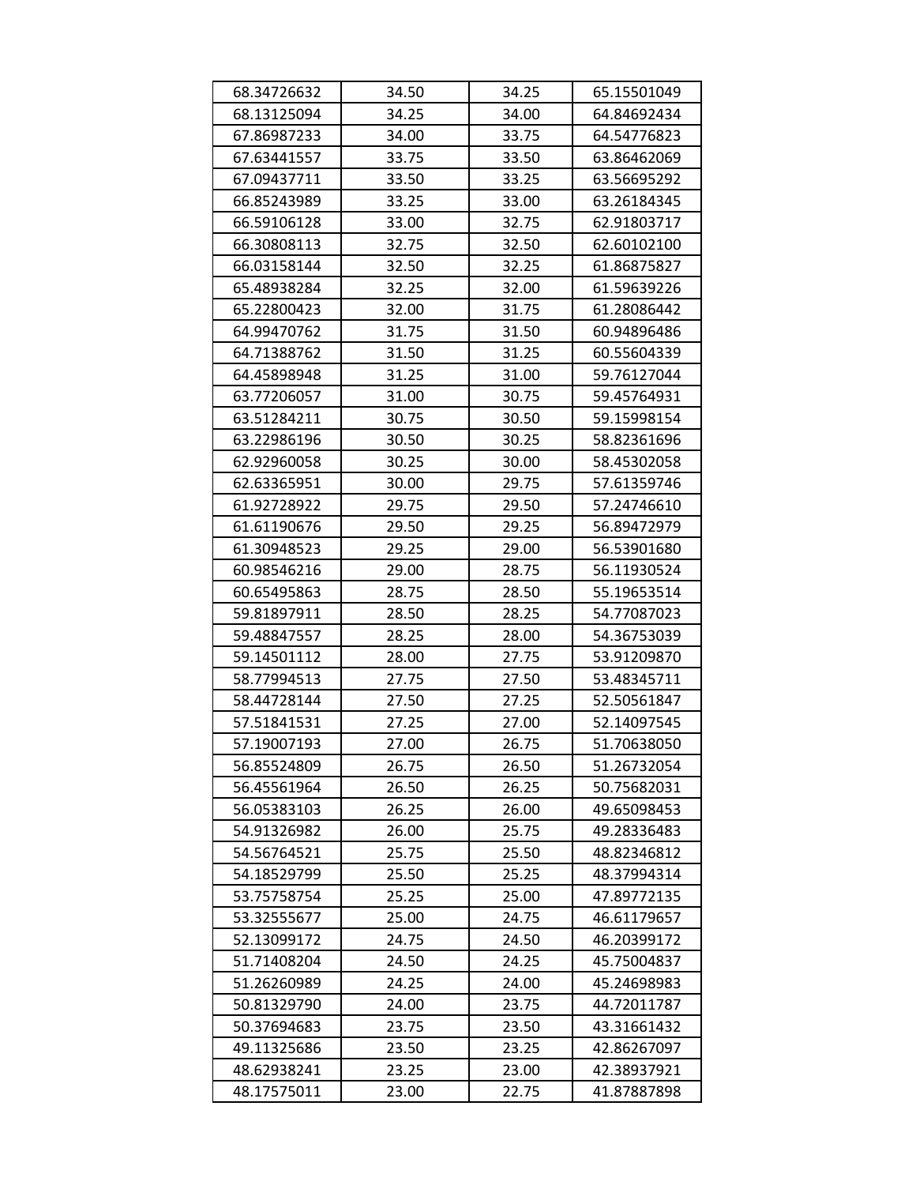| 68.34726632 | 34.50 | 34.25 | 65.15501049 |
|---|---|---|---|
| 68.13125094 | 34.25 | 34.00 | 64.84692434 |
| 67.86987233 | 34.00 | 33.75 | 64.54776823 |
| 67.63441557 | 33.75 | 33.50 | 63.86462069 |
| 67.09437711 | 33.50 | 33.25 | 63.56695292 |
| 66.85243989 | 33.25 | 33.00 | 63.26184345 |
| 66.59106128 | 33.00 | 32.75 | 62.91803717 |
| 66.30808113 | 32.75 | 32.50 | 62.60102100 |
| 66.03158144 | 32.50 | 32.25 | 61.86875827 |
| 65.48938284 | 32.25 | 32.00 | 61.59639226 |
| 65.22800423 | 32.00 | 31.75 | 61.28086442 |
| 64.99470762 | 31.75 | 31.50 | 60.94896486 |
| 64.71388762 | 31.50 | 31.25 | 60.55604339 |
| 64.45898948 | 31.25 | 31.00 | 59.76127044 |
| 63.77206057 | 31.00 | 30.75 | 59.45764931 |
| 63.51284211 | 30.75 | 30.50 | 59.15998154 |
| 63.22986196 | 30.50 | 30.25 | 58.82361696 |
| 62.92960058 | 30.25 | 30.00 | 58.45302058 |
| 62.63365951 | 30.00 | 29.75 | 57.61359746 |
| 61.92728922 | 29.75 | 29.50 | 57.24746610 |
| 61.61190676 | 29.50 | 29.25 | 56.89472979 |
| 61.30948523 | 29.25 | 29.00 | 56.53901680 |
| 60.98546216 | 29.00 | 28.75 | 56.11930524 |
| 60.65495863 | 28.75 | 28.50 | 55.19653514 |
| 59.81897911 | 28.50 | 28.25 | 54.77087023 |
| 59.48847557 | 28.25 | 28.00 | 54.36753039 |
| 59.14501112 | 28.00 | 27.75 | 53.91209870 |
| 58.77994513 | 27.75 | 27.50 | 53.48345711 |
| 58.44728144 | 27.50 | 27.25 | 52.50561847 |
| 57.51841531 | 27.25 | 27.00 | 52.14097545 |
| 57.19007193 | 27.00 | 26.75 | 51.70638050 |
| 56.85524809 | 26.75 | 26.50 | 51.26732054 |
| 56.45561964 | 26.50 | 26.25 | 50.75682031 |
| 56.05383103 | 26.25 | 26.00 | 49.65098453 |
| 54.91326982 | 26.00 | 25.75 | 49.28336483 |
| 54.56764521 | 25.75 | 25.50 | 48.82346812 |
| 54.18529799 | 25.50 | 25.25 | 48.37994314 |
| 53.75758754 | 25.25 | 25.00 | 47.89772135 |
| 53.32555677 | 25.00 | 24.75 | 46.61179657 |
| 52.13099172 | 24.75 | 24.50 | 46.20399172 |
| 51.71408204 | 24.50 | 24.25 | 45.75004837 |
| 51.26260989 | 24.25 | 24.00 | 45.24698983 |
| 50.81329790 | 24.00 | 23.75 | 44.72011787 |
| 50.37694683 | 23.75 | 23.50 | 43.31661432 |
| 49.11325686 | 23.50 | 23.25 | 42.86267097 |
| 48.62938241 | 23.25 | 23.00 | 42.38937921 |
| 48.17575011 | 23.00 | 22.75 | 41.87887898 |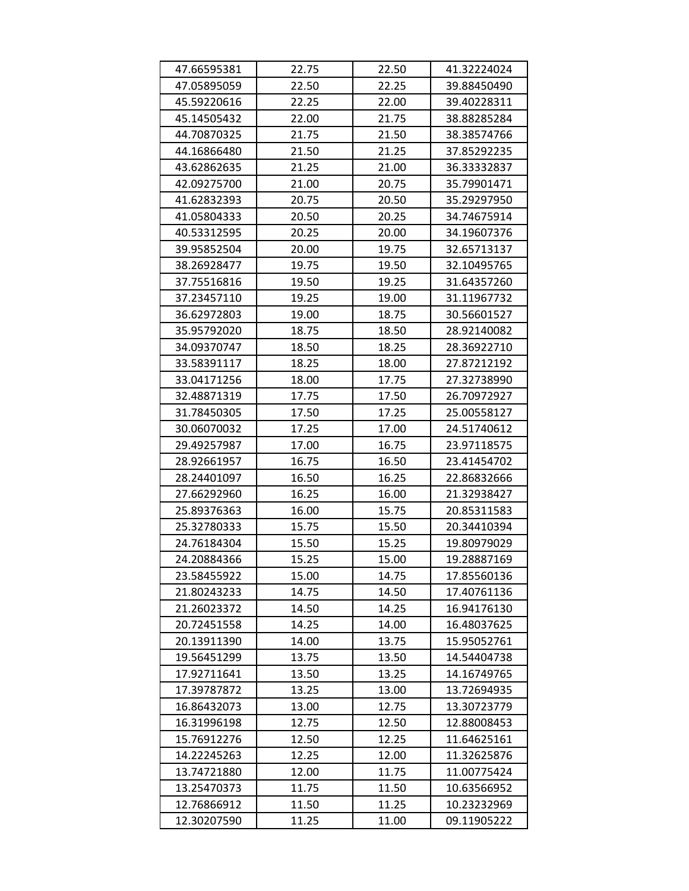| 47.66595381 | 22.75 | 22.50 | 41.32224024 |
|---|---|---|---|
| 47.05895059 | 22.50 | 22.25 | 39.88450490 |
| 45.59220616 | 22.25 | 22.00 | 39.40228311 |
| 45.14505432 | 22.00 | 21.75 | 38.88285284 |
| 44.70870325 | 21.75 | 21.50 | 38.38574766 |
| 44.16866480 | 21.50 | 21.25 | 37.85292235 |
| 43.62862635 | 21.25 | 21.00 | 36.33332837 |
| 42.09275700 | 21.00 | 20.75 | 35.79901471 |
| 41.62832393 | 20.75 | 20.50 | 35.29297950 |
| 41.05804333 | 20.50 | 20.25 | 34.74675914 |
| 40.53312595 | 20.25 | 20.00 | 34.19607376 |
| 39.95852504 | 20.00 | 19.75 | 32.65713137 |
| 38.26928477 | 19.75 | 19.50 | 32.10495765 |
| 37.75516816 | 19.50 | 19.25 | 31.64357260 |
| 37.23457110 | 19.25 | 19.00 | 31.11967732 |
| 36.62972803 | 19.00 | 18.75 | 30.56601527 |
| 35.95792020 | 18.75 | 18.50 | 28.92140082 |
| 34.09370747 | 18.50 | 18.25 | 28.36922710 |
| 33.58391117 | 18.25 | 18.00 | 27.87212192 |
| 33.04171256 | 18.00 | 17.75 | 27.32738990 |
| 32.48871319 | 17.75 | 17.50 | 26.70972927 |
| 31.78450305 | 17.50 | 17.25 | 25.00558127 |
| 30.06070032 | 17.25 | 17.00 | 24.51740612 |
| 29.49257987 | 17.00 | 16.75 | 23.97118575 |
| 28.92661957 | 16.75 | 16.50 | 23.41454702 |
| 28.24401097 | 16.50 | 16.25 | 22.86832666 |
| 27.66292960 | 16.25 | 16.00 | 21.32938427 |
| 25.89376363 | 16.00 | 15.75 | 20.85311583 |
| 25.32780333 | 15.75 | 15.50 | 20.34410394 |
| 24.76184304 | 15.50 | 15.25 | 19.80979029 |
| 24.20884366 | 15.25 | 15.00 | 19.28887169 |
| 23.58455922 | 15.00 | 14.75 | 17.85560136 |
| 21.80243233 | 14.75 | 14.50 | 17.40761136 |
| 21.26023372 | 14.50 | 14.25 | 16.94176130 |
| 20.72451558 | 14.25 | 14.00 | 16.48037625 |
| 20.13911390 | 14.00 | 13.75 | 15.95052761 |
| 19.56451299 | 13.75 | 13.50 | 14.54404738 |
| 17.92711641 | 13.50 | 13.25 | 14.16749765 |
| 17.39787872 | 13.25 | 13.00 | 13.72694935 |
| 16.86432073 | 13.00 | 12.75 | 13.30723779 |
| 16.31996198 | 12.75 | 12.50 | 12.88008453 |
| 15.76912276 | 12.50 | 12.25 | 11.64625161 |
| 14.22245263 | 12.25 | 12.00 | 11.32625876 |
| 13.74721880 | 12.00 | 11.75 | 11.00775424 |
| 13.25470373 | 11.75 | 11.50 | 10.63566952 |
| 12.76866912 | 11.50 | 11.25 | 10.23232969 |
| 12.30207590 | 11.25 | 11.00 | 09.11905222 |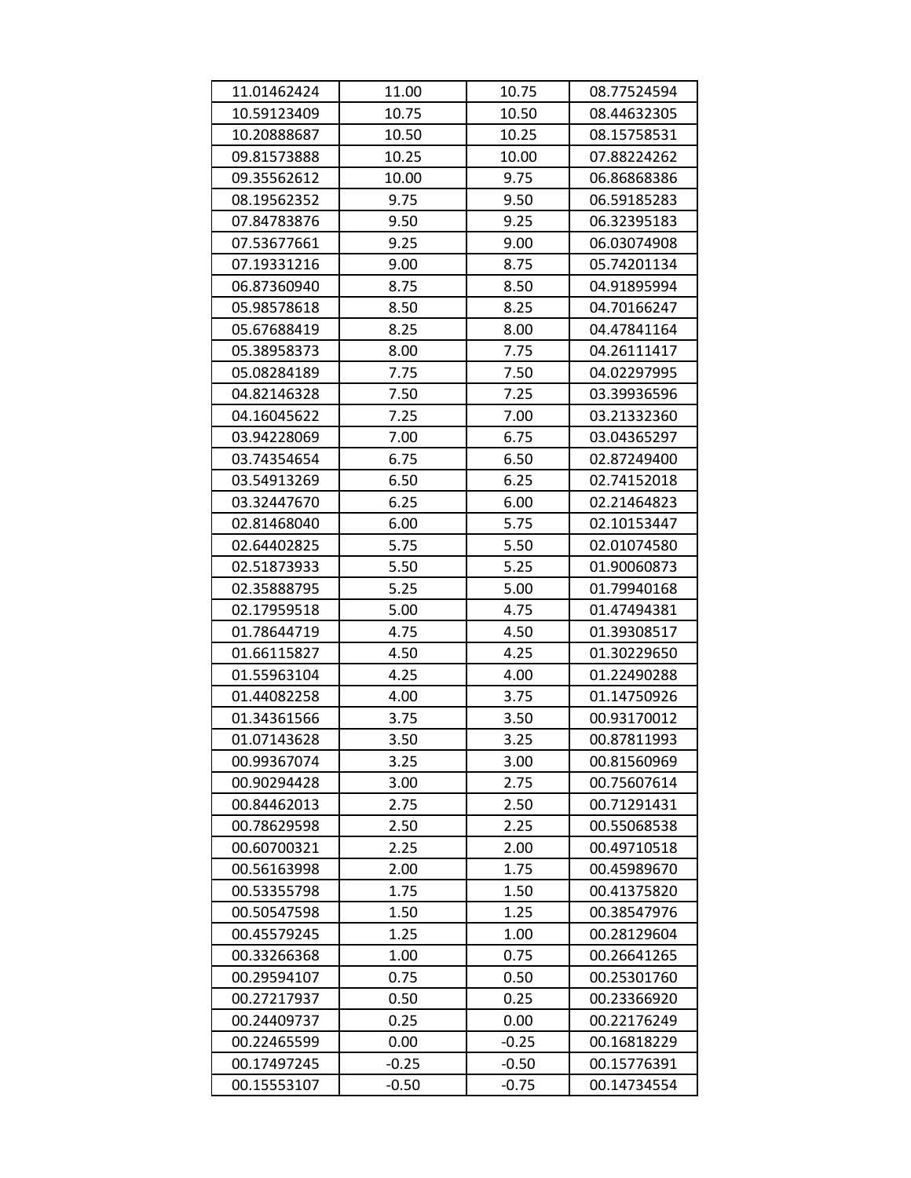| 11.01462424 | 11.00 | 10.75 | 08.77524594 |
|---|---|---|---|
| 10.59123409 | 10.75 | 10.50 | 08.44632305 |
| 10.20888687 | 10.50 | 10.25 | 08.15758531 |
| 09.81573888 | 10.25 | 10.00 | 07.88224262 |
| 09.35562612 | 10.00 | 9.75 | 06.86868386 |
| 08.19562352 | 9.75 | 9.50 | 06.59185283 |
| 07.84783876 | 9.50 | 9.25 | 06.32395183 |
| 07.53677661 | 9.25 | 9.00 | 06.03074908 |
| 07.19331216 | 9.00 | 8.75 | 05.74201134 |
| 06.87360940 | 8.75 | 8.50 | 04.91895994 |
| 05.98578618 | 8.50 | 8.25 | 04.70166247 |
| 05.67688419 | 8.25 | 8.00 | 04.47841164 |
| 05.38958373 | 8.00 | 7.75 | 04.26111417 |
| 05.08284189 | 7.75 | 7.50 | 04.02297995 |
| 04.82146328 | 7.50 | 7.25 | 03.39936596 |
| 04.16045622 | 7.25 | 7.00 | 03.21332360 |
| 03.94228069 | 7.00 | 6.75 | 03.04365297 |
| 03.74354654 | 6.75 | 6.50 | 02.87249400 |
| 03.54913269 | 6.50 | 6.25 | 02.74152018 |
| 03.32447670 | 6.25 | 6.00 | 02.21464823 |
| 02.81468040 | 6.00 | 5.75 | 02.10153447 |
| 02.64402825 | 5.75 | 5.50 | 02.01074580 |
| 02.51873933 | 5.50 | 5.25 | 01.90060873 |
| 02.35888795 | 5.25 | 5.00 | 01.79940168 |
| 02.17959518 | 5.00 | 4.75 | 01.47494381 |
| 01.78644719 | 4.75 | 4.50 | 01.39308517 |
| 01.66115827 | 4.50 | 4.25 | 01.30229650 |
| 01.55963104 | 4.25 | 4.00 | 01.22490288 |
| 01.44082258 | 4.00 | 3.75 | 01.14750926 |
| 01.34361566 | 3.75 | 3.50 | 00.93170012 |
| 01.07143628 | 3.50 | 3.25 | 00.87811993 |
| 00.99367074 | 3.25 | 3.00 | 00.81560969 |
| 00.90294428 | 3.00 | 2.75 | 00.75607614 |
| 00.84462013 | 2.75 | 2.50 | 00.71291431 |
| 00.78629598 | 2.50 | 2.25 | 00.55068538 |
| 00.60700321 | 2.25 | 2.00 | 00.49710518 |
| 00.56163998 | 2.00 | 1.75 | 00.45989670 |
| 00.53355798 | 1.75 | 1.50 | 00.41375820 |
| 00.50547598 | 1.50 | 1.25 | 00.38547976 |
| 00.45579245 | 1.25 | 1.00 | 00.28129604 |
| 00.33266368 | 1.00 | 0.75 | 00.26641265 |
| 00.29594107 | 0.75 | 0.50 | 00.25301760 |
| 00.27217937 | 0.50 | 0.25 | 00.23366920 |
| 00.24409737 | 0.25 | 0.00 | 00.22176249 |
| 00.22465599 | 0.00 | -0.25 | 00.16818229 |
| 00.17497245 | -0.25 | -0.50 | 00.15776391 |
| 00.15553107 | -0.50 | -0.75 | 00.14734554 |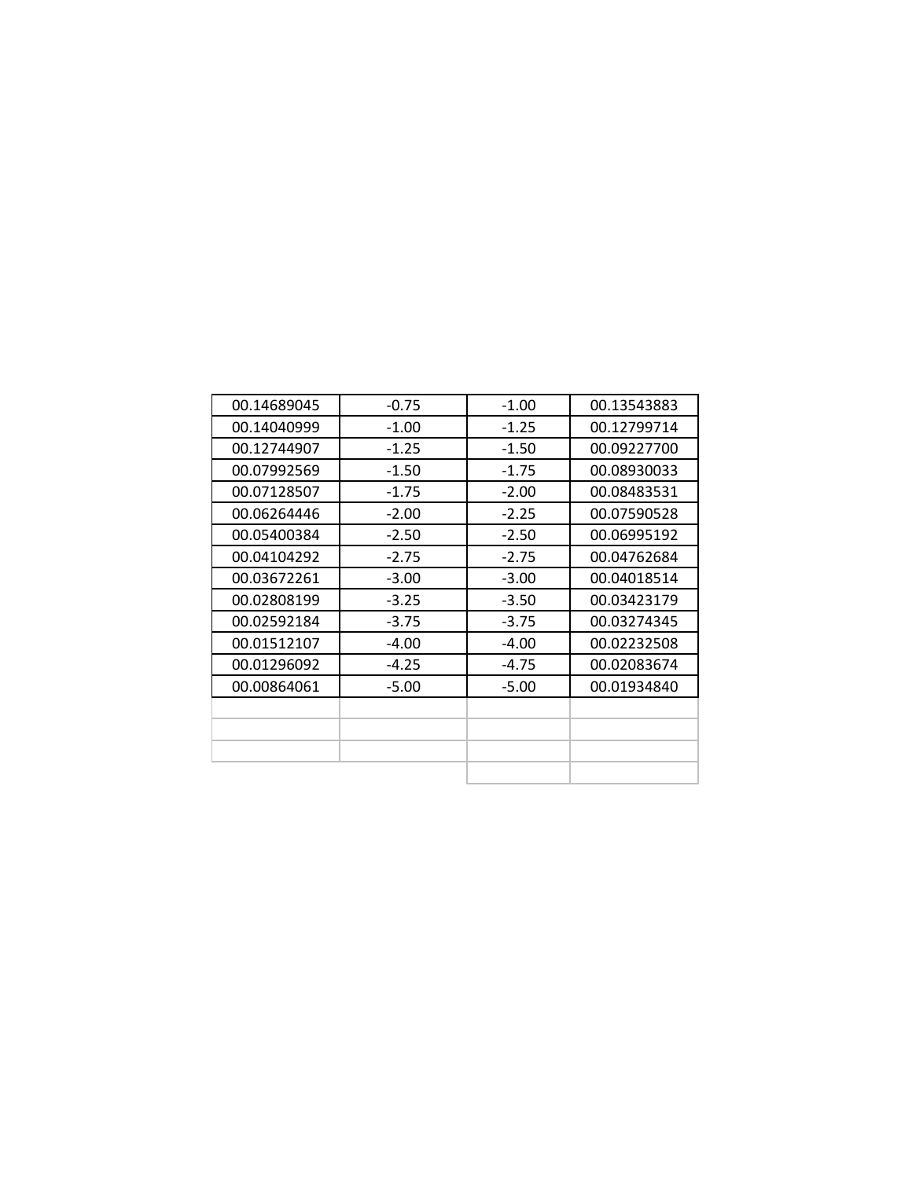| | | | |
|---|---|---|---|
| 00.14689045 | -0.75 | -1.00 | 00.13543883 |
| 00.14040999 | -1.00 | -1.25 | 00.12799714 |
| 00.12744907 | -1.25 | -1.50 | 00.09227700 |
| 00.07992569 | -1.50 | -1.75 | 00.08930033 |
| 00.07128507 | -1.75 | -2.00 | 00.08483531 |
| 00.06264446 | -2.00 | -2.25 | 00.07590528 |
| 00.05400384 | -2.50 | -2.50 | 00.06995192 |
| 00.04104292 | -2.75 | -2.75 | 00.04762684 |
| 00.03672261 | -3.00 | -3.00 | 00.04018514 |
| 00.02808199 | -3.25 | -3.50 | 00.03423179 |
| 00.02592184 | -3.75 | -3.75 | 00.03274345 |
| 00.01512107 | -4.00 | -4.00 | 00.02232508 |
| 00.01296092 | -4.25 | -4.75 | 00.02083674 |
| 00.00864061 | -5.00 | -5.00 | 00.01934840 |